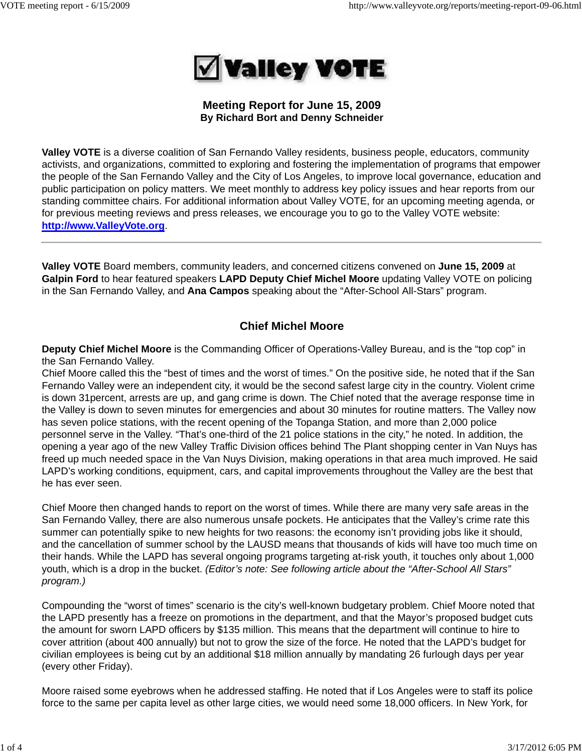# Valley VOTE

## Meeting Report for June 15, 2009

**By Richard Bort and Denny Schneider**

**Valley VOTE** is a diverse coalition of San Fernando Valley residents, business people, educators, community activists, and organizations, committed to exploring and fostering the implementation of programs that empower the people of the San Fernando Valley and the City of Los Angeles, to improve local governance, education and public participation on policy matters. We meet monthly to address key policy issues and hear reports from our standing committee chairs. For additional information about Valley VOTE, for an upcoming meeting agenda, or for previous meeting reviews and press releases, we encourage you to go to the Valley VOTE website: **http://www.ValleyVote.org**.

---

**Valley VOTE** Board members, community leaders, and concerned citizens convened on **June 15, 2009** at **Galpin Ford** to hear featured speakers **LAPD Deputy Chief Michel Moore** updating Valley VOTE on policing in the San Fernando Valley, and **Ana Campos** speaking about the "After-School All-Stars" program.

### Chief Michel Moore

**Deputy Chief Michel Moore** is the Commanding Officer of Operations-Valley Bureau, and is the "top cop" in the San Fernando Valley.
Chief Moore called this the "best of times and the worst of times." On the positive side, he noted that if the San Fernando Valley were an independent city, it would be the second safest large city in the country. Violent crime is down 31percent, arrests are up, and gang crime is down. The Chief noted that the average response time in the Valley is down to seven minutes for emergencies and about 30 minutes for routine matters. The Valley now has seven police stations, with the recent opening of the Topanga Station, and more than 2,000 police personnel serve in the Valley. "That's one-third of the 21 police stations in the city," he noted. In addition, the opening a year ago of the new Valley Traffic Division offices behind The Plant shopping center in Van Nuys has freed up much needed space in the Van Nuys Division, making operations in that area much improved. He said LAPD's working conditions, equipment, cars, and capital improvements throughout the Valley are the best that he has ever seen.

Chief Moore then changed hands to report on the worst of times. While there are many very safe areas in the San Fernando Valley, there are also numerous unsafe pockets. He anticipates that the Valley's crime rate this summer can potentially spike to new heights for two reasons: the economy isn't providing jobs like it should, and the cancellation of summer school by the LAUSD means that thousands of kids will have too much time on their hands. While the LAPD has several ongoing programs targeting at-risk youth, it touches only about 1,000 youth, which is a drop in the bucket. *(Editor's note: See following article about the "After-School All Stars" program.)*

Compounding the "worst of times" scenario is the city's well-known budgetary problem. Chief Moore noted that the LAPD presently has a freeze on promotions in the department, and that the Mayor's proposed budget cuts the amount for sworn LAPD officers by $135 million. This means that the department will continue to hire to cover attrition (about 400 annually) but not to grow the size of the force. He noted that the LAPD's budget for civilian employees is being cut by an additional $18 million annually by mandating 26 furlough days per year (every other Friday).

Moore raised some eyebrows when he addressed staffing. He noted that if Los Angeles were to staff its police force to the same per capita level as other large cities, we would need some 18,000 officers. In New York, for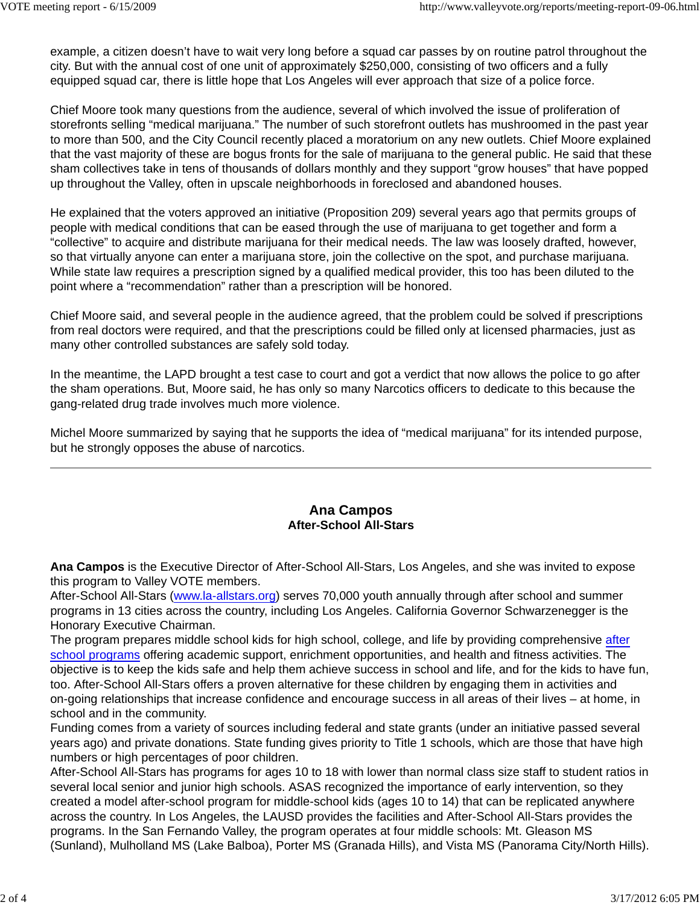example, a citizen doesn't have to wait very long before a squad car passes by on routine patrol throughout the city. But with the annual cost of one unit of approximately $250,000, consisting of two officers and a fully equipped squad car, there is little hope that Los Angeles will ever approach that size of a police force.

Chief Moore took many questions from the audience, several of which involved the issue of proliferation of storefronts selling "medical marijuana." The number of such storefront outlets has mushroomed in the past year to more than 500, and the City Council recently placed a moratorium on any new outlets. Chief Moore explained that the vast majority of these are bogus fronts for the sale of marijuana to the general public. He said that these sham collectives take in tens of thousands of dollars monthly and they support "grow houses" that have popped up throughout the Valley, often in upscale neighborhoods in foreclosed and abandoned houses.

He explained that the voters approved an initiative (Proposition 209) several years ago that permits groups of people with medical conditions that can be eased through the use of marijuana to get together and form a "collective" to acquire and distribute marijuana for their medical needs. The law was loosely drafted, however, so that virtually anyone can enter a marijuana store, join the collective on the spot, and purchase marijuana. While state law requires a prescription signed by a qualified medical provider, this too has been diluted to the point where a "recommendation" rather than a prescription will be honored.

Chief Moore said, and several people in the audience agreed, that the problem could be solved if prescriptions from real doctors were required, and that the prescriptions could be filled only at licensed pharmacies, just as many other controlled substances are safely sold today.

In the meantime, the LAPD brought a test case to court and got a verdict that now allows the police to go after the sham operations. But, Moore said, he has only so many Narcotics officers to dedicate to this because the gang-related drug trade involves much more violence.

Michel Moore summarized by saying that he supports the idea of "medical marijuana" for its intended purpose, but he strongly opposes the abuse of narcotics.

---

## Ana Campos
### After-School All-Stars

**Ana Campos** is the Executive Director of After-School All-Stars, Los Angeles, and she was invited to expose this program to Valley VOTE members.

After-School All-Stars (www.la-allstars.org) serves 70,000 youth annually through after school and summer programs in 13 cities across the country, including Los Angeles. California Governor Schwarzenegger is the Honorary Executive Chairman.

The program prepares middle school kids for high school, college, and life by providing comprehensive after school programs offering academic support, enrichment opportunities, and health and fitness activities. The objective is to keep the kids safe and help them achieve success in school and life, and for the kids to have fun, too. After-School All-Stars offers a proven alternative for these children by engaging them in activities and on-going relationships that increase confidence and encourage success in all areas of their lives – at home, in school and in the community.

Funding comes from a variety of sources including federal and state grants (under an initiative passed several years ago) and private donations. State funding gives priority to Title 1 schools, which are those that have high numbers or high percentages of poor children.

After-School All-Stars has programs for ages 10 to 18 with lower than normal class size staff to student ratios in several local senior and junior high schools. ASAS recognized the importance of early intervention, so they created a model after-school program for middle-school kids (ages 10 to 14) that can be replicated anywhere across the country. In Los Angeles, the LAUSD provides the facilities and After-School All-Stars provides the programs. In the San Fernando Valley, the program operates at four middle schools: Mt. Gleason MS (Sunland), Mulholland MS (Lake Balboa), Porter MS (Granada Hills), and Vista MS (Panorama City/North Hills).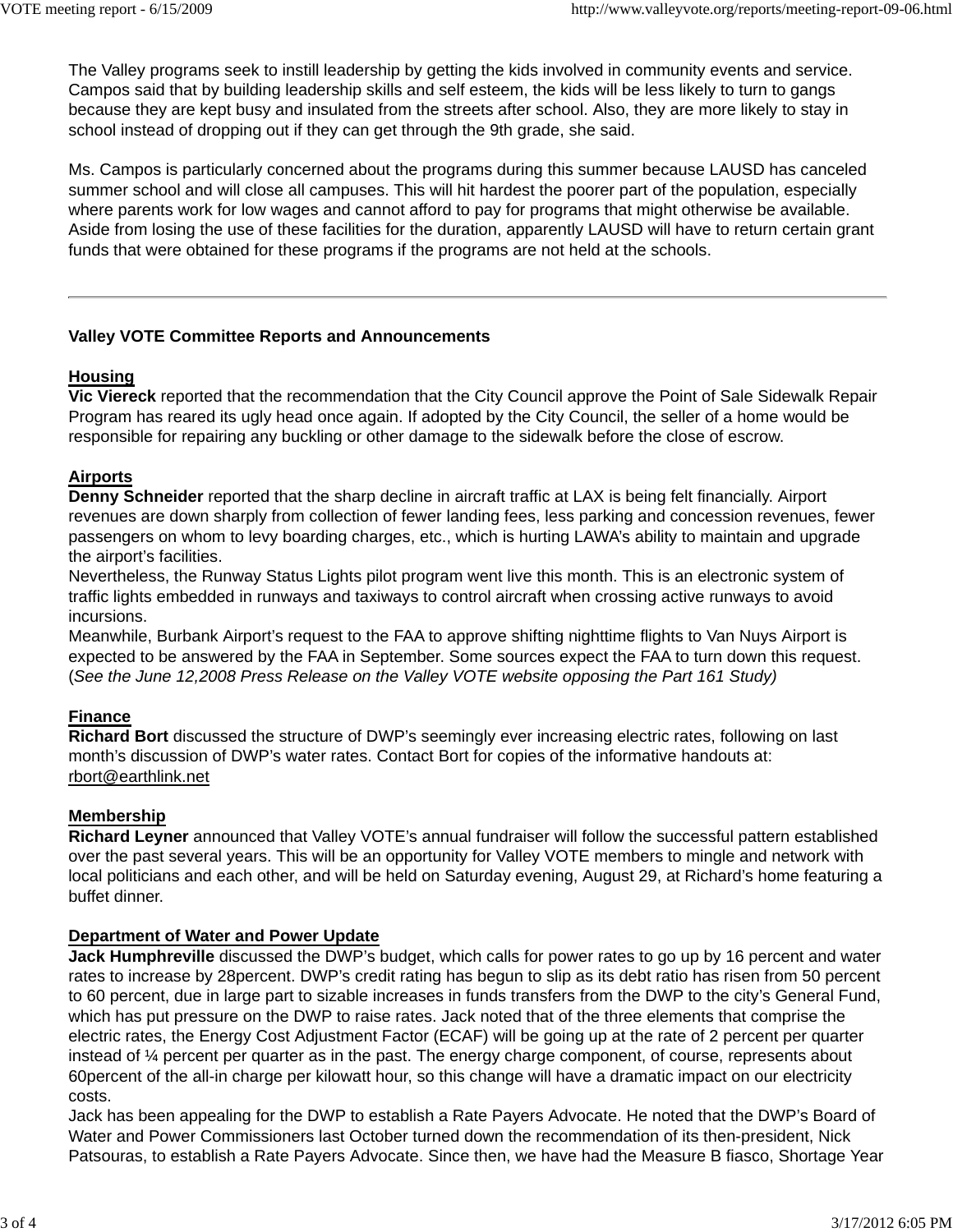The Valley programs seek to instill leadership by getting the kids involved in community events and service. Campos said that by building leadership skills and self esteem, the kids will be less likely to turn to gangs because they are kept busy and insulated from the streets after school. Also, they are more likely to stay in school instead of dropping out if they can get through the 9th grade, she said.

Ms. Campos is particularly concerned about the programs during this summer because LAUSD has canceled summer school and will close all campuses. This will hit hardest the poorer part of the population, especially where parents work for low wages and cannot afford to pay for programs that might otherwise be available. Aside from losing the use of these facilities for the duration, apparently LAUSD will have to return certain grant funds that were obtained for these programs if the programs are not held at the schools.

---

**Valley VOTE Committee Reports and Announcements**

**Housing**

**Vic Viereck** reported that the recommendation that the City Council approve the Point of Sale Sidewalk Repair Program has reared its ugly head once again. If adopted by the City Council, the seller of a home would be responsible for repairing any buckling or other damage to the sidewalk before the close of escrow.

**Airports**

**Denny Schneider** reported that the sharp decline in aircraft traffic at LAX is being felt financially. Airport revenues are down sharply from collection of fewer landing fees, less parking and concession revenues, fewer passengers on whom to levy boarding charges, etc., which is hurting LAWA's ability to maintain and upgrade the airport's facilities.
Nevertheless, the Runway Status Lights pilot program went live this month. This is an electronic system of traffic lights embedded in runways and taxiways to control aircraft when crossing active runways to avoid incursions.
Meanwhile, Burbank Airport's request to the FAA to approve shifting nighttime flights to Van Nuys Airport is expected to be answered by the FAA in September. Some sources expect the FAA to turn down this request. (*See the June 12,2008 Press Release on the Valley VOTE website opposing the Part 161 Study)*

**Finance**

**Richard Bort** discussed the structure of DWP's seemingly ever increasing electric rates, following on last month's discussion of DWP's water rates. Contact Bort for copies of the informative handouts at: rbort@earthlink.net

**Membership**

**Richard Leyner** announced that Valley VOTE's annual fundraiser will follow the successful pattern established over the past several years. This will be an opportunity for Valley VOTE members to mingle and network with local politicians and each other, and will be held on Saturday evening, August 29, at Richard's home featuring a buffet dinner.

**Department of Water and Power Update**

**Jack Humphreville** discussed the DWP's budget, which calls for power rates to go up by 16 percent and water rates to increase by 28percent. DWP's credit rating has begun to slip as its debt ratio has risen from 50 percent to 60 percent, due in large part to sizable increases in funds transfers from the DWP to the city's General Fund, which has put pressure on the DWP to raise rates. Jack noted that of the three elements that comprise the electric rates, the Energy Cost Adjustment Factor (ECAF) will be going up at the rate of 2 percent per quarter instead of ¼ percent per quarter as in the past. The energy charge component, of course, represents about 60percent of the all-in charge per kilowatt hour, so this change will have a dramatic impact on our electricity costs.
Jack has been appealing for the DWP to establish a Rate Payers Advocate. He noted that the DWP's Board of Water and Power Commissioners last October turned down the recommendation of its then-president, Nick Patsouras, to establish a Rate Payers Advocate. Since then, we have had the Measure B fiasco, Shortage Year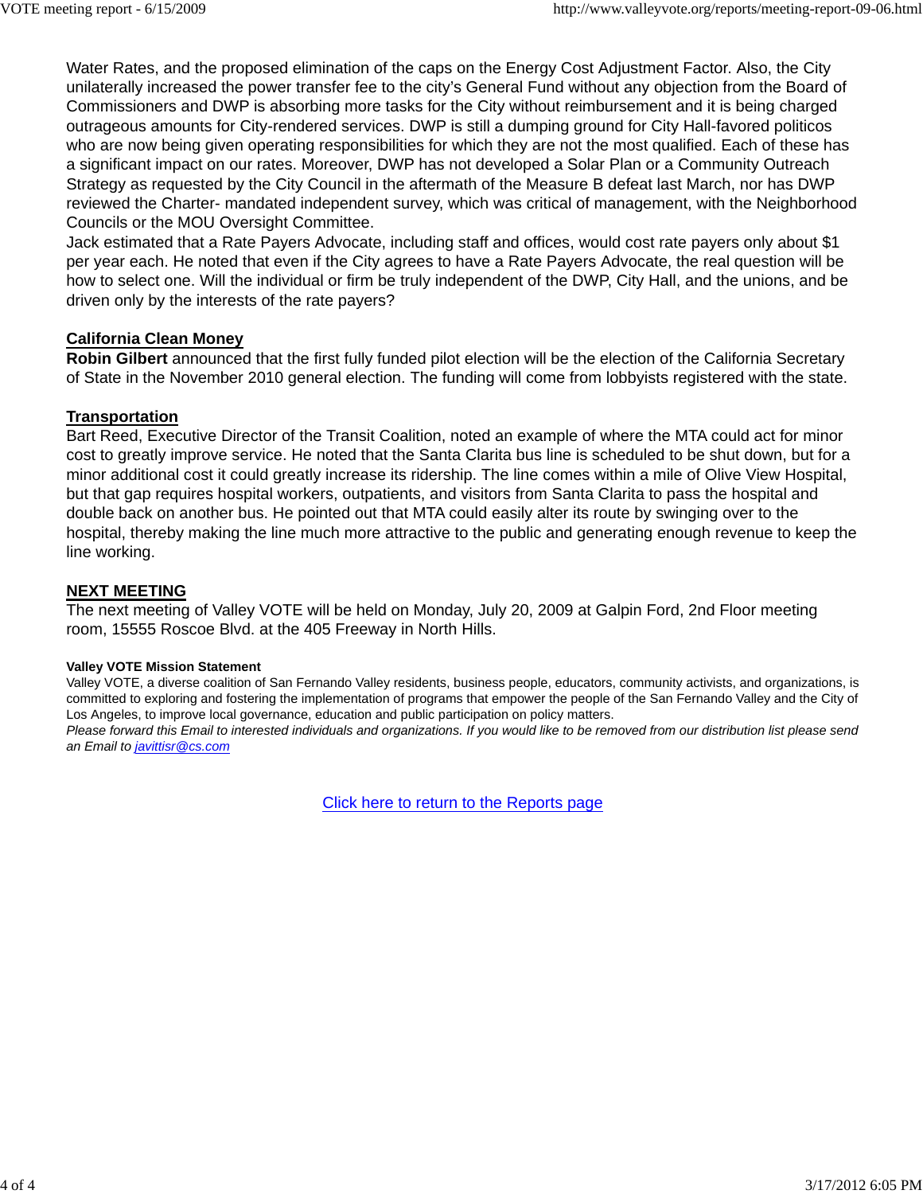Water Rates, and the proposed elimination of the caps on the Energy Cost Adjustment Factor. Also, the City unilaterally increased the power transfer fee to the city's General Fund without any objection from the Board of Commissioners and DWP is absorbing more tasks for the City without reimbursement and it is being charged outrageous amounts for City-rendered services. DWP is still a dumping ground for City Hall-favored politicos who are now being given operating responsibilities for which they are not the most qualified. Each of these has a significant impact on our rates. Moreover, DWP has not developed a Solar Plan or a Community Outreach Strategy as requested by the City Council in the aftermath of the Measure B defeat last March, nor has DWP reviewed the Charter- mandated independent survey, which was critical of management, with the Neighborhood Councils or the MOU Oversight Committee.

Jack estimated that a Rate Payers Advocate, including staff and offices, would cost rate payers only about $1 per year each. He noted that even if the City agrees to have a Rate Payers Advocate, the real question will be how to select one. Will the individual or firm be truly independent of the DWP, City Hall, and the unions, and be driven only by the interests of the rate payers?

## California Clean Money

**Robin Gilbert** announced that the first fully funded pilot election will be the election of the California Secretary of State in the November 2010 general election. The funding will come from lobbyists registered with the state.

## Transportation

Bart Reed, Executive Director of the Transit Coalition, noted an example of where the MTA could act for minor cost to greatly improve service. He noted that the Santa Clarita bus line is scheduled to be shut down, but for a minor additional cost it could greatly increase its ridership. The line comes within a mile of Olive View Hospital, but that gap requires hospital workers, outpatients, and visitors from Santa Clarita to pass the hospital and double back on another bus. He pointed out that MTA could easily alter its route by swinging over to the hospital, thereby making the line much more attractive to the public and generating enough revenue to keep the line working.

## NEXT MEETING

The next meeting of Valley VOTE will be held on Monday, July 20, 2009 at Galpin Ford, 2nd Floor meeting room, 15555 Roscoe Blvd. at the 405 Freeway in North Hills.

**Valley VOTE Mission Statement**

Valley VOTE, a diverse coalition of San Fernando Valley residents, business people, educators, community activists, and organizations, is committed to exploring and fostering the implementation of programs that empower the people of the San Fernando Valley and the City of Los Angeles, to improve local governance, education and public participation on policy matters.

*Please forward this Email to interested individuals and organizations. If you would like to be removed from our distribution list please send an Email to javittisr@cs.com*

Click here to return to the Reports page